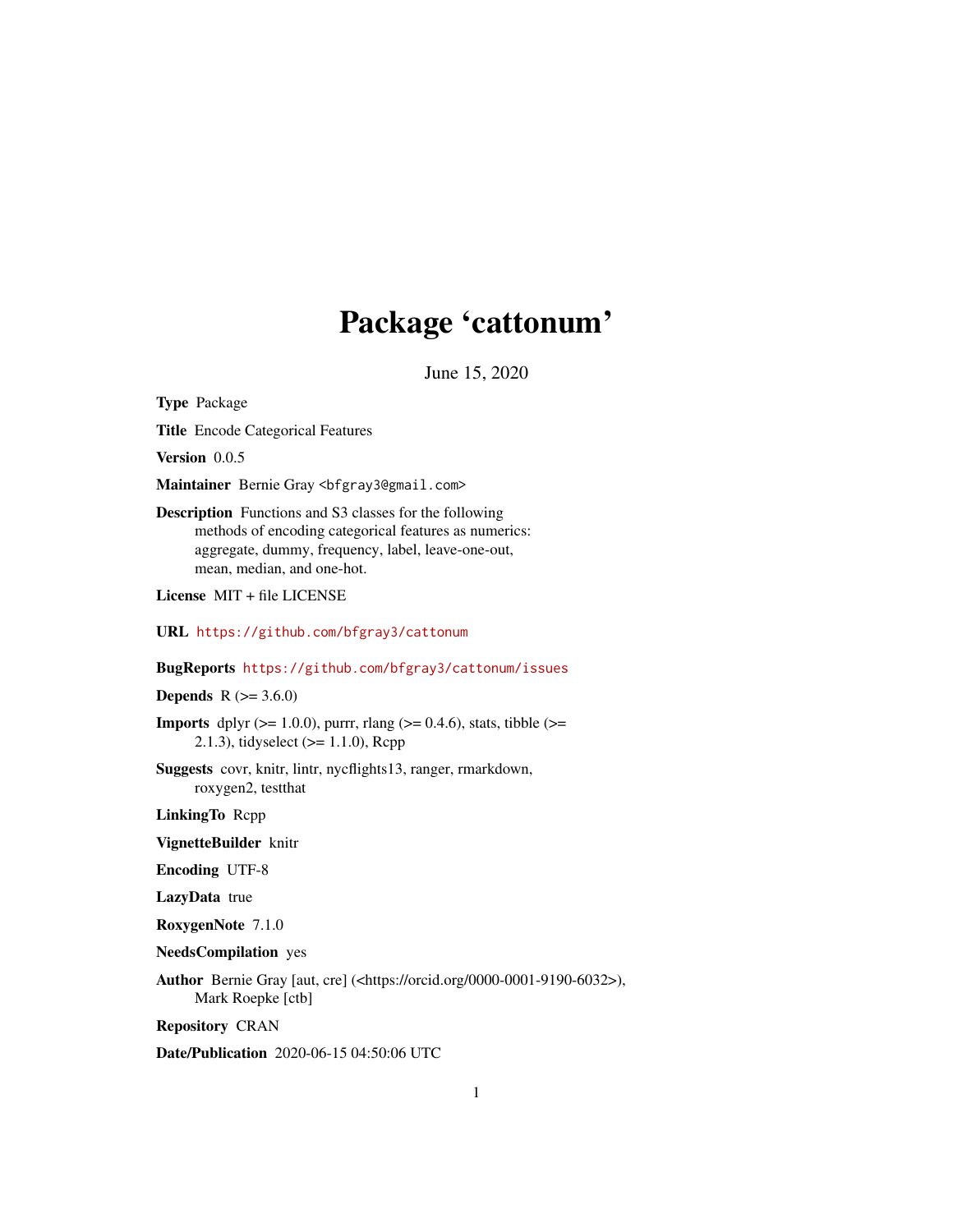# Package 'cattonum'

June 15, 2020

**Type** Package

**Title** Encode Categorical Features

**Version** 0.0.5

**Maintainer** Bernie Gray <bfgray3@gmail.com>

**Description** Functions and S3 classes for the following methods of encoding categorical features as numerics: aggregate, dummy, frequency, label, leave-one-out, mean, median, and one-hot.

**License** MIT + file LICENSE

**URL** https://github.com/bfgray3/cattonum

**BugReports** https://github.com/bfgray3/cattonum/issues

**Depends** R (>= 3.6.0)

**Imports** dplyr (>= 1.0.0), purrr, rlang (>= 0.4.6), stats, tibble (>= 2.1.3), tidyselect (>= 1.1.0), Rcpp

**Suggests** covr, knitr, lintr, nycflights13, ranger, rmarkdown, roxygen2, testthat

**LinkingTo** Rcpp

**VignetteBuilder** knitr

**Encoding** UTF-8

**LazyData** true

**RoxygenNote** 7.1.0

**NeedsCompilation** yes

**Author** Bernie Gray [aut, cre] (<https://orcid.org/0000-0001-9190-6032>), Mark Roepke [ctb]

**Repository** CRAN

**Date/Publication** 2020-06-15 04:50:06 UTC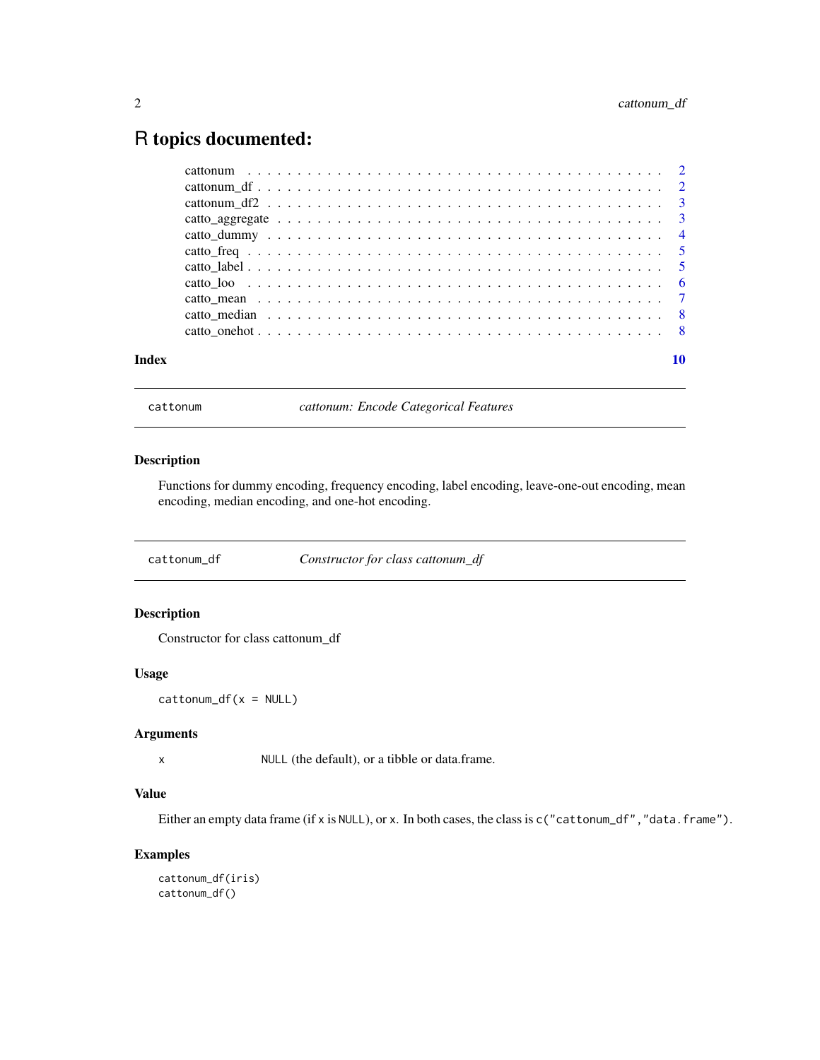# R topics documented:

- cattonum . . . . . . . . . . . . . . . . . . . . . . . . . . . . . . . . . . . . . . . . . 2
- cattonum_df . . . . . . . . . . . . . . . . . . . . . . . . . . . . . . . . . . . . . . . 2
- cattonum_df2 . . . . . . . . . . . . . . . . . . . . . . . . . . . . . . . . . . . . . . 3
- catto_aggregate . . . . . . . . . . . . . . . . . . . . . . . . . . . . . . . . . . . . . 3
- catto_dummy . . . . . . . . . . . . . . . . . . . . . . . . . . . . . . . . . . . . . . 4
- catto_freq . . . . . . . . . . . . . . . . . . . . . . . . . . . . . . . . . . . . . . . . 5
- catto_label . . . . . . . . . . . . . . . . . . . . . . . . . . . . . . . . . . . . . . . 5
- catto_loo . . . . . . . . . . . . . . . . . . . . . . . . . . . . . . . . . . . . . . . . 6
- catto_mean . . . . . . . . . . . . . . . . . . . . . . . . . . . . . . . . . . . . . . . 7
- catto_median . . . . . . . . . . . . . . . . . . . . . . . . . . . . . . . . . . . . . . 8
- catto_onehot . . . . . . . . . . . . . . . . . . . . . . . . . . . . . . . . . . . . . . 8

**Index** 10

---

`cattonum` *cattonum: Encode Categorical Features*

---

## Description

Functions for dummy encoding, frequency encoding, label encoding, leave-one-out encoding, mean encoding, median encoding, and one-hot encoding.

---

`cattonum_df` *Constructor for class cattonum_df*

---

## Description

Constructor for class cattonum_df

## Usage

```
cattonum_df(x = NULL)
```

## Arguments

| | |
|---|---|
| x | `NULL` (the default), or a tibble or data.frame. |

## Value

Either an empty data frame (if `x` is `NULL`), or `x`. In both cases, the class is `c("cattonum_df","data.frame")`.

## Examples

```
cattonum_df(iris)
cattonum_df()
```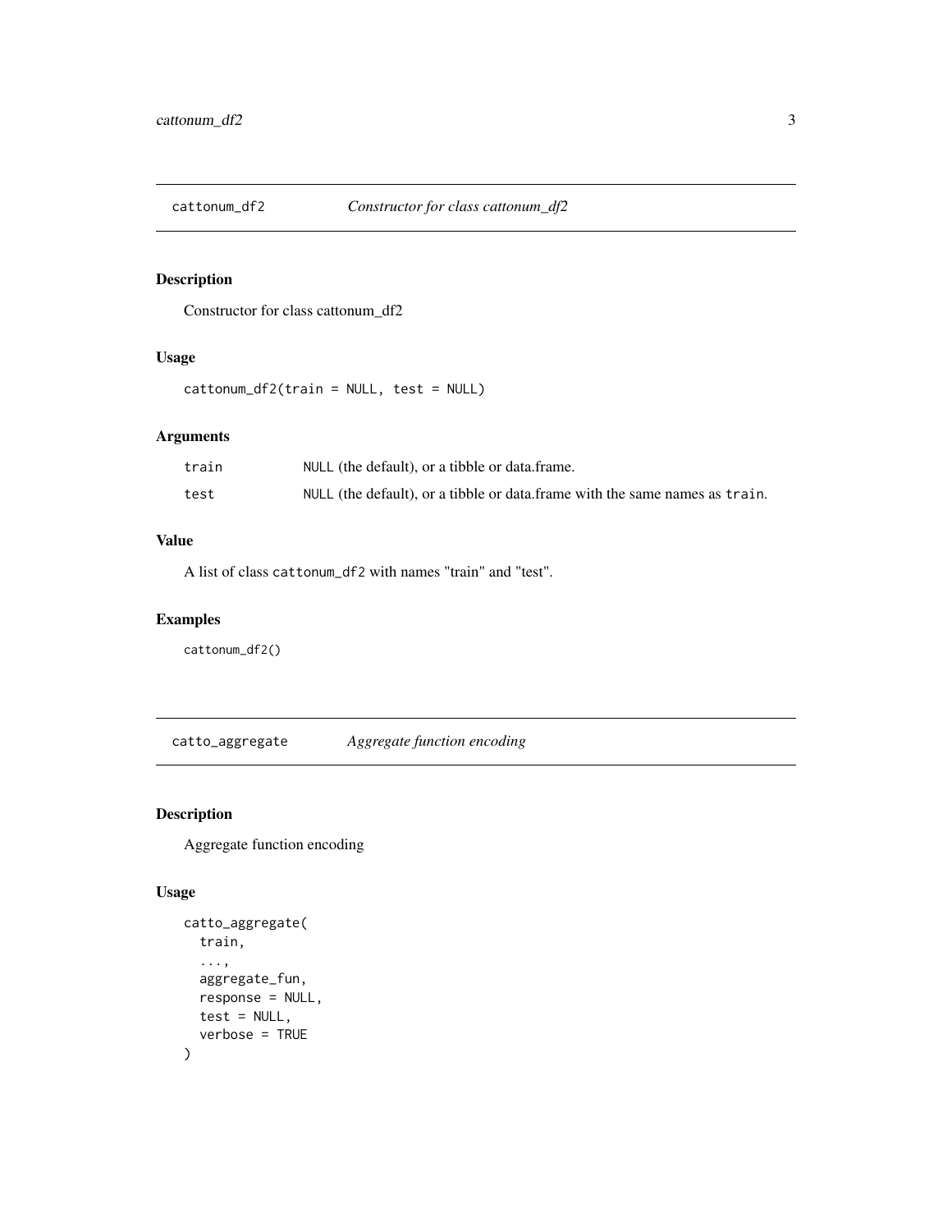## cattonum_df2 *Constructor for class cattonum_df2*

### Description

Constructor for class cattonum_df2

### Usage

```
cattonum_df2(train = NULL, test = NULL)
```

### Arguments

| | |
|---|---|
| train | `NULL` (the default), or a tibble or data.frame. |
| test | `NULL` (the default), or a tibble or data.frame with the same names as `train`. |

### Value

A list of class `cattonum_df2` with names "train" and "test".

### Examples

```
cattonum_df2()
```

## catto_aggregate *Aggregate function encoding*

### Description

Aggregate function encoding

### Usage

```
catto_aggregate(
  train,
  ...,
  aggregate_fun,
  response = NULL,
  test = NULL,
  verbose = TRUE
)
```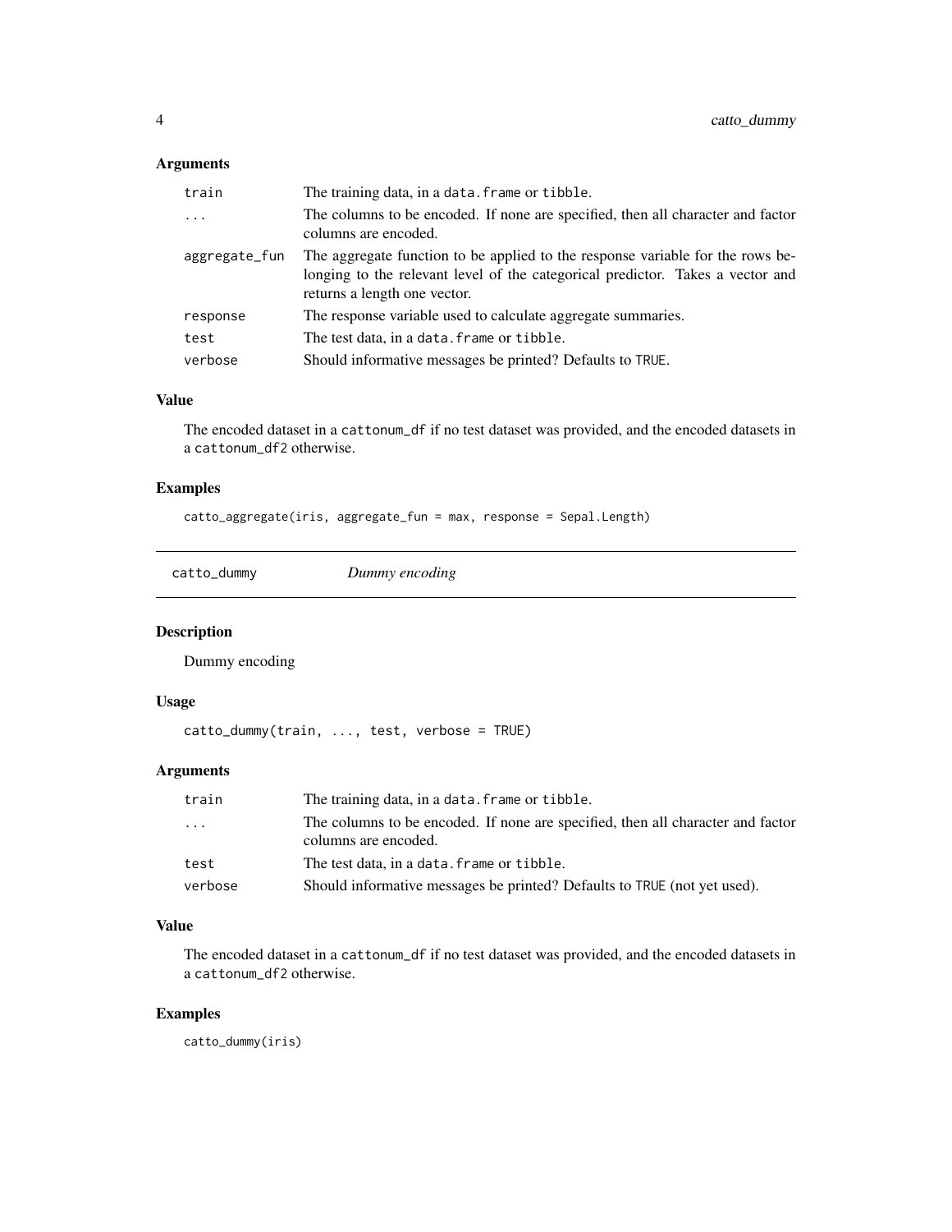### Arguments

| | |
|---|---|
| train | The training data, in a data.frame or tibble. |
| ... | The columns to be encoded. If none are specified, then all character and factor columns are encoded. |
| aggregate_fun | The aggregate function to be applied to the response variable for the rows belonging to the relevant level of the categorical predictor. Takes a vector and returns a length one vector. |
| response | The response variable used to calculate aggregate summaries. |
| test | The test data, in a data.frame or tibble. |
| verbose | Should informative messages be printed? Defaults to TRUE. |

### Value

The encoded dataset in a cattonum_df if no test dataset was provided, and the encoded datasets in a cattonum_df2 otherwise.

### Examples

```
catto_aggregate(iris, aggregate_fun = max, response = Sepal.Length)
```

---

## catto_dummy *Dummy encoding*

---

### Description

Dummy encoding

### Usage

```
catto_dummy(train, ..., test, verbose = TRUE)
```

### Arguments

| | |
|---|---|
| train | The training data, in a data.frame or tibble. |
| ... | The columns to be encoded. If none are specified, then all character and factor columns are encoded. |
| test | The test data, in a data.frame or tibble. |
| verbose | Should informative messages be printed? Defaults to TRUE (not yet used). |

### Value

The encoded dataset in a cattonum_df if no test dataset was provided, and the encoded datasets in a cattonum_df2 otherwise.

### Examples

```
catto_dummy(iris)
```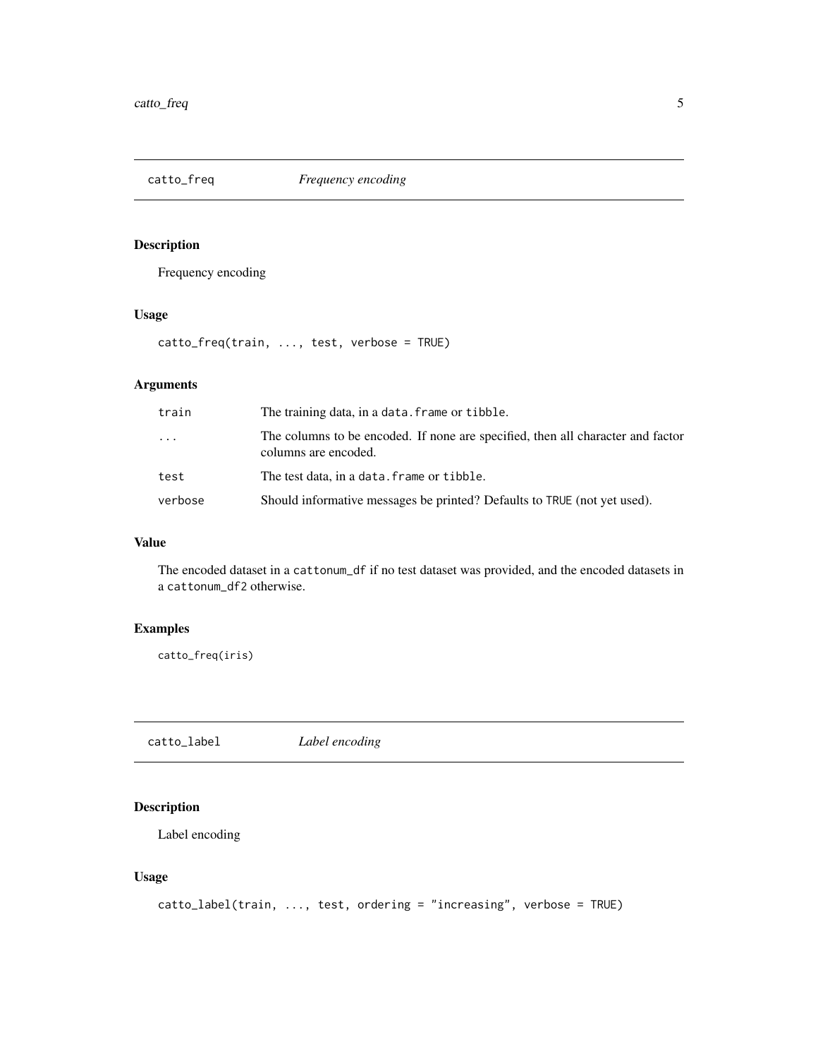## catto_freq *Frequency encoding*

### Description

Frequency encoding

### Usage

```
catto_freq(train, ..., test, verbose = TRUE)
```

### Arguments

| | |
|---|---|
| `train` | The training data, in a `data.frame` or `tibble`. |
| `...` | The columns to be encoded. If none are specified, then all character and factor columns are encoded. |
| `test` | The test data, in a `data.frame` or `tibble`. |
| `verbose` | Should informative messages be printed? Defaults to `TRUE` (not yet used). |

### Value

The encoded dataset in a `cattonum_df` if no test dataset was provided, and the encoded datasets in a `cattonum_df2` otherwise.

### Examples

```
catto_freq(iris)
```

## catto_label *Label encoding*

### Description

Label encoding

### Usage

```
catto_label(train, ..., test, ordering = "increasing", verbose = TRUE)
```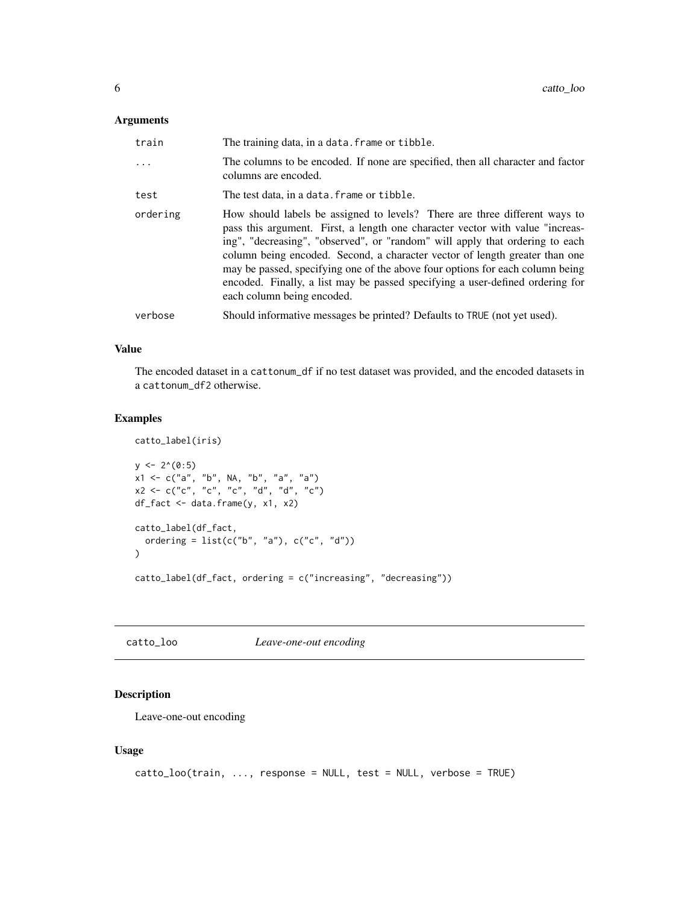### Arguments

| | |
|---|---|
| train | The training data, in a `data.frame` or `tibble`. |
| ... | The columns to be encoded. If none are specified, then all character and factor columns are encoded. |
| test | The test data, in a `data.frame` or `tibble`. |
| ordering | How should labels be assigned to levels? There are three different ways to pass this argument. First, a length one character vector with value "increasing", "decreasing", "observed", or "random" will apply that ordering to each column being encoded. Second, a character vector of length greater than one may be passed, specifying one of the above four options for each column being encoded. Finally, a list may be passed specifying a user-defined ordering for each column being encoded. |
| verbose | Should informative messages be printed? Defaults to `TRUE` (not yet used). |

### Value

The encoded dataset in a `cattonum_df` if no test dataset was provided, and the encoded datasets in a `cattonum_df2` otherwise.

### Examples

```
catto_label(iris)

y <- 2^(0:5)
x1 <- c("a", "b", NA, "b", "a", "a")
x2 <- c("c", "c", "c", "d", "d", "c")
df_fact <- data.frame(y, x1, x2)

catto_label(df_fact,
  ordering = list(c("b", "a"), c("c", "d"))
)

catto_label(df_fact, ordering = c("increasing", "decreasing"))
```

---

## catto_loo — *Leave-one-out encoding*

### Description

Leave-one-out encoding

### Usage

```
catto_loo(train, ..., response = NULL, test = NULL, verbose = TRUE)
```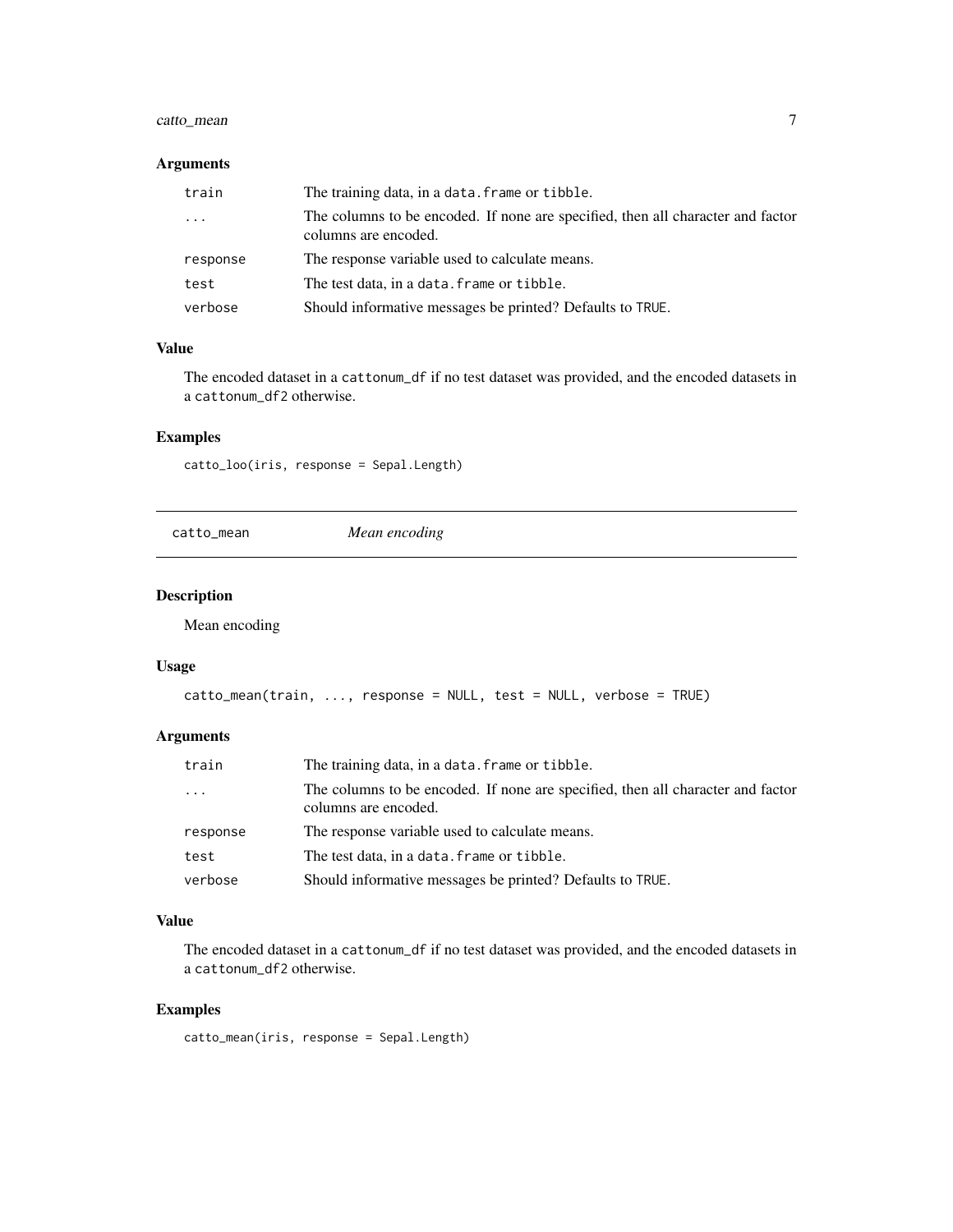### Arguments

| | |
|---|---|
| train | The training data, in a data.frame or tibble. |
| ... | The columns to be encoded. If none are specified, then all character and factor columns are encoded. |
| response | The response variable used to calculate means. |
| test | The test data, in a data.frame or tibble. |
| verbose | Should informative messages be printed? Defaults to TRUE. |

### Value

The encoded dataset in a cattonum_df if no test dataset was provided, and the encoded datasets in a cattonum_df2 otherwise.

### Examples

```
catto_loo(iris, response = Sepal.Length)
```

## catto_mean *Mean encoding*

### Description

Mean encoding

### Usage

```
catto_mean(train, ..., response = NULL, test = NULL, verbose = TRUE)
```

### Arguments

| | |
|---|---|
| train | The training data, in a data.frame or tibble. |
| ... | The columns to be encoded. If none are specified, then all character and factor columns are encoded. |
| response | The response variable used to calculate means. |
| test | The test data, in a data.frame or tibble. |
| verbose | Should informative messages be printed? Defaults to TRUE. |

### Value

The encoded dataset in a cattonum_df if no test dataset was provided, and the encoded datasets in a cattonum_df2 otherwise.

### Examples

```
catto_mean(iris, response = Sepal.Length)
```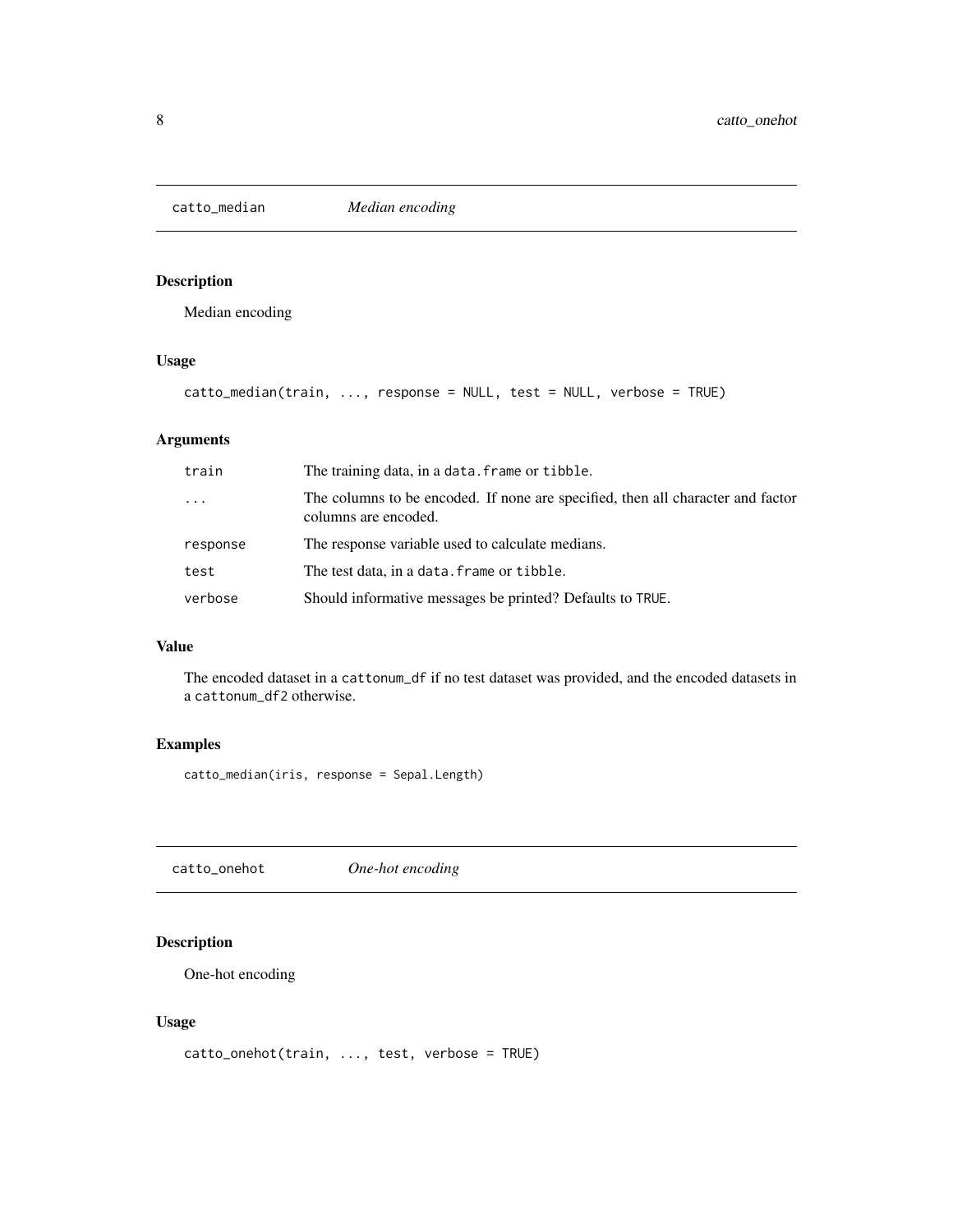## catto_median — *Median encoding*

### Description

Median encoding

### Usage

```
catto_median(train, ..., response = NULL, test = NULL, verbose = TRUE)
```

### Arguments

| | |
|---|---|
| train | The training data, in a `data.frame` or `tibble`. |
| ... | The columns to be encoded. If none are specified, then all character and factor columns are encoded. |
| response | The response variable used to calculate medians. |
| test | The test data, in a `data.frame` or `tibble`. |
| verbose | Should informative messages be printed? Defaults to `TRUE`. |

### Value

The encoded dataset in a `cattonum_df` if no test dataset was provided, and the encoded datasets in a `cattonum_df2` otherwise.

### Examples

```
catto_median(iris, response = Sepal.Length)
```

## catto_onehot — *One-hot encoding*

### Description

One-hot encoding

### Usage

```
catto_onehot(train, ..., test, verbose = TRUE)
```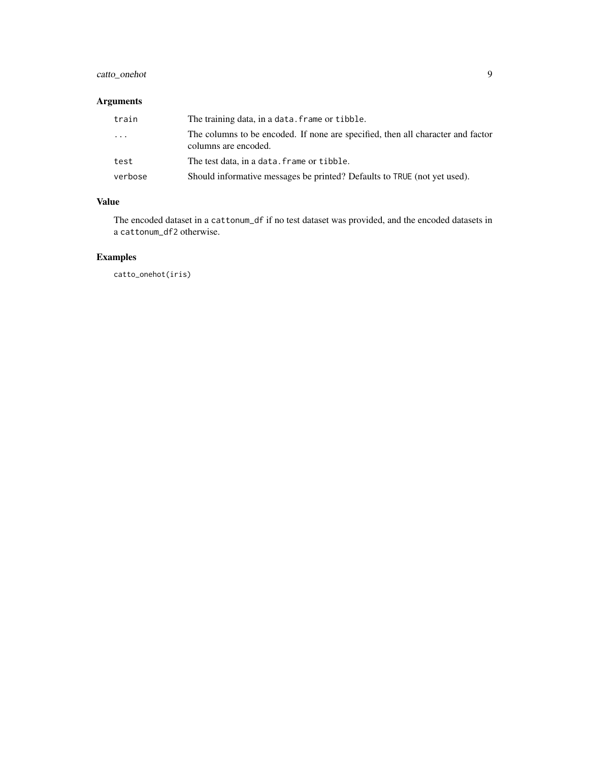## Arguments

| | |
|---|---|
| `train` | The training data, in a `data.frame` or `tibble`. |
| `...` | The columns to be encoded. If none are specified, then all character and factor columns are encoded. |
| `test` | The test data, in a `data.frame` or `tibble`. |
| `verbose` | Should informative messages be printed? Defaults to `TRUE` (not yet used). |

## Value

The encoded dataset in a `cattonum_df` if no test dataset was provided, and the encoded datasets in a `cattonum_df2` otherwise.

## Examples

```
catto_onehot(iris)
```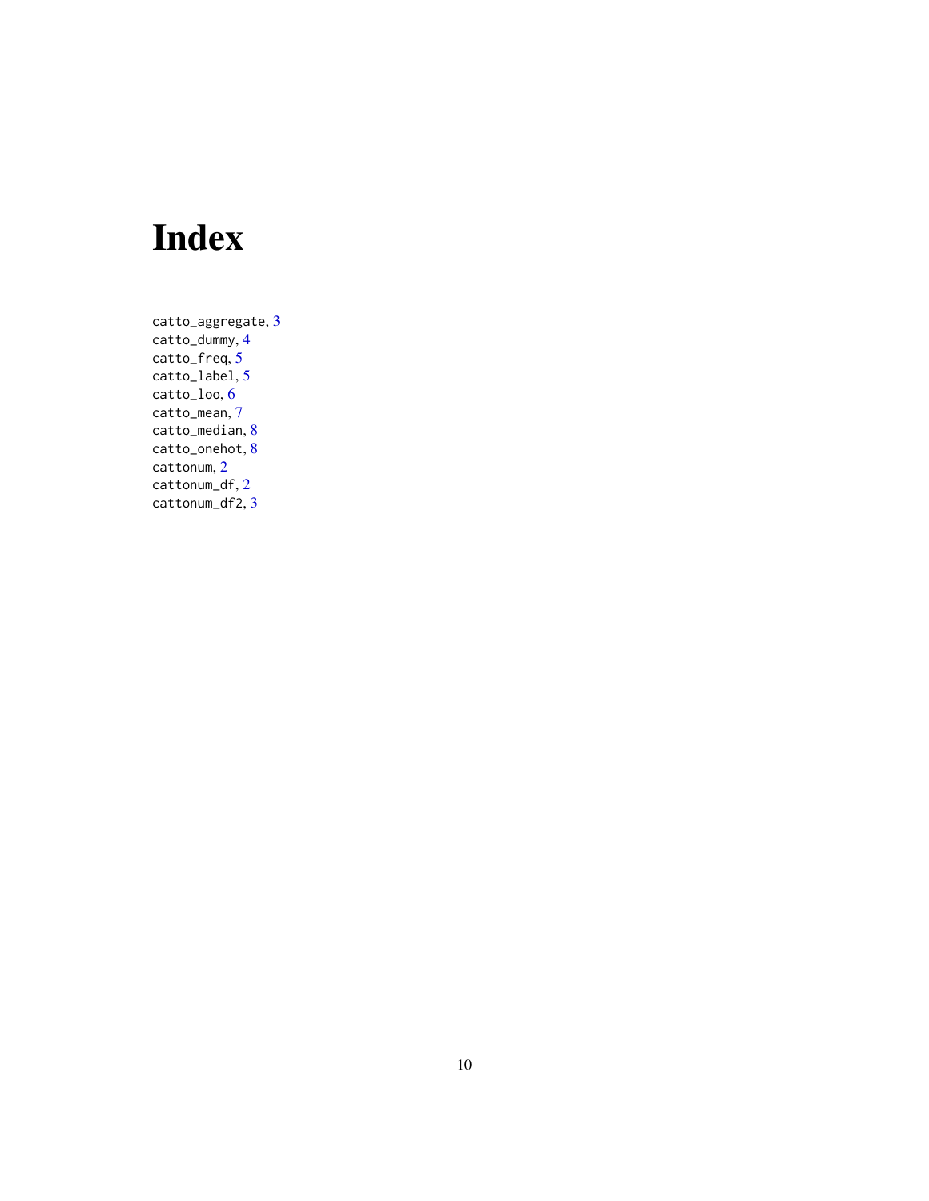# Index

catto_aggregate, 3
catto_dummy, 4
catto_freq, 5
catto_label, 5
catto_loo, 6
catto_mean, 7
catto_median, 8
catto_onehot, 8
cattonum, 2
cattonum_df, 2
cattonum_df2, 3